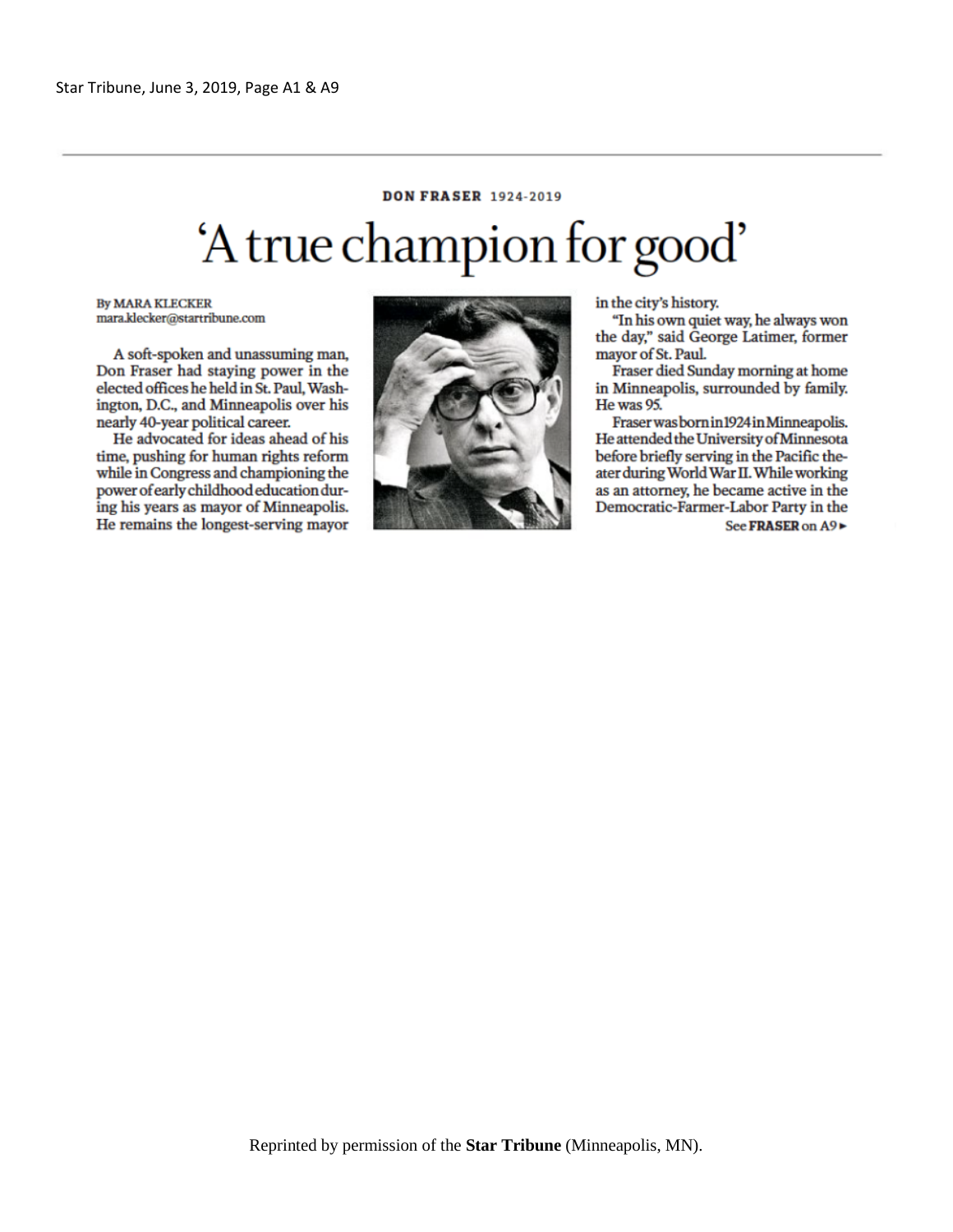Star Tribune, June 3, 2019, Page A1 & A9

**DON FRASER** 1924-2019

# 'A true champion for good'

By MARA KLECKER
mara.klecker@startribune.com

A soft-spoken and unassuming man, Don Fraser had staying power in the elected offices he held in St. Paul, Washington, D.C., and Minneapolis over his nearly 40-year political career.

He advocated for ideas ahead of his time, pushing for human rights reform while in Congress and championing the power of early childhood education during his years as mayor of Minneapolis. He remains the longest-serving mayor in the city's history.

"In his own quiet way, he always won the day," said George Latimer, former mayor of St. Paul.

Fraser died Sunday morning at home in Minneapolis, surrounded by family. He was 95.

Fraser was born in 1924 in Minneapolis. He attended the University of Minnesota before briefly serving in the Pacific theater during World War II. While working as an attorney, he became active in the Democratic-Farmer-Labor Party in the

See **FRASER** on A9 ►

Reprinted by permission of the **Star Tribune** (Minneapolis, MN).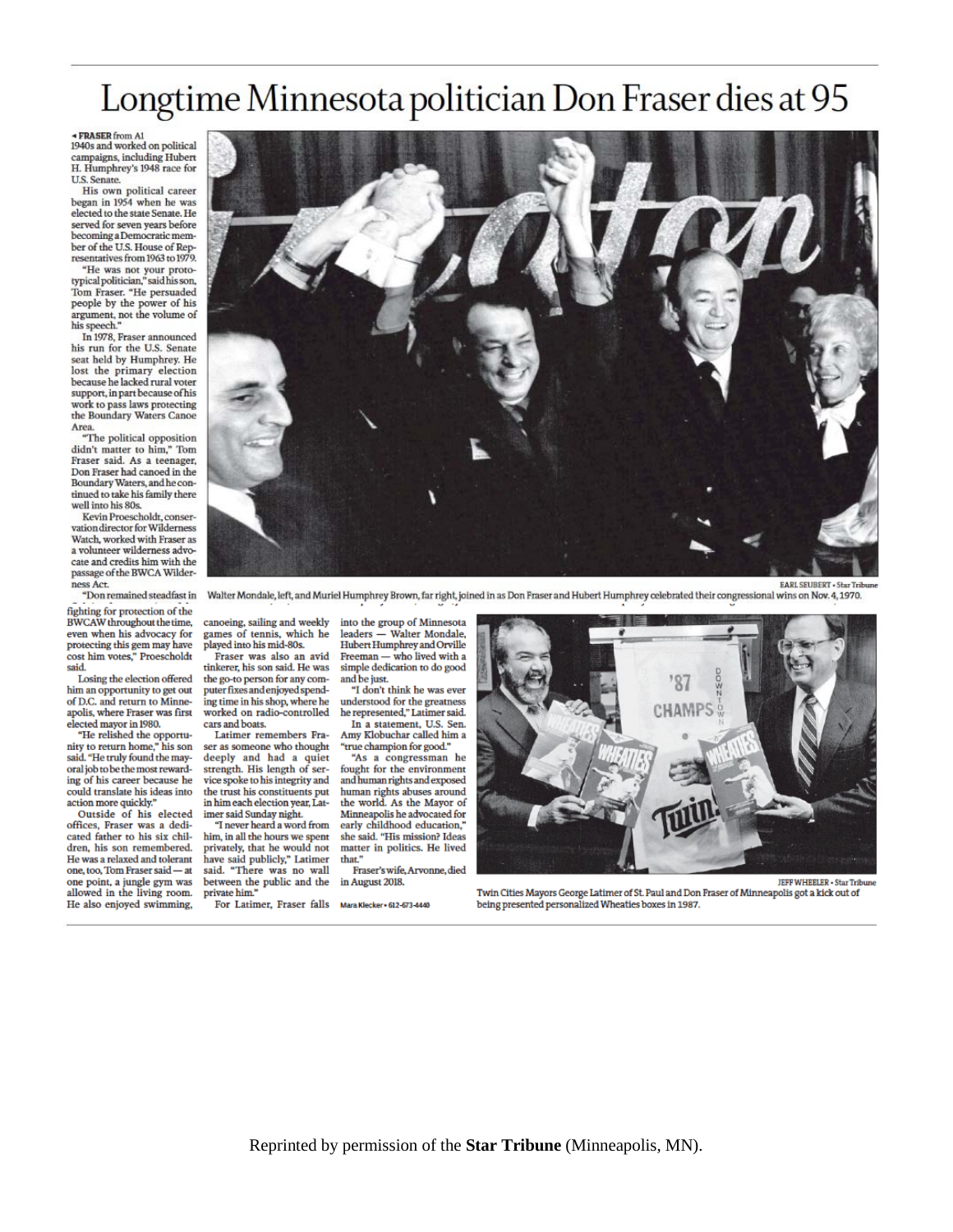# Longtime Minnesota politician Don Fraser dies at 95

◂ **FRASER** from A1

1940s and worked on political campaigns, including Hubert H. Humphrey's 1948 race for U.S. Senate.

His own political career began in 1954 when he was elected to the state Senate. He served for seven years before becoming a Democratic member of the U.S. House of Representatives from 1963 to 1979.

"He was not your prototypical politician," said his son, Tom Fraser. "He persuaded people by the power of his argument, not the volume of his speech."

In 1978, Fraser announced his run for the U.S. Senate seat held by Humphrey. He lost the primary election because he lacked rural voter support, in part because of his work to pass laws protecting the Boundary Waters Canoe Area.

"The political opposition didn't matter to him," Tom Fraser said. As a teenager, Don Fraser had canoed in the Boundary Waters, and he continued to take his family there well into his 80s.

Kevin Proescholdt, conservation director for Wilderness Watch, worked with Fraser as a volunteer wilderness advocate and credits him with the passage of the BWCA Wilderness Act.

"Don remained steadfast in fighting for protection of the BWCAW throughout the time, even when his advocacy for protecting this gem may have cost him votes," Proescholdt said.

Losing the election offered him an opportunity to get out of D.C. and return to Minneapolis, where Fraser was first elected mayor in 1980.

"He relished the opportunity to return home," his son said. "He truly found the mayoral job to be the most rewarding of his career because he could translate his ideas into action more quickly."

Outside of his elected offices, Fraser was a dedicated father to his six children, his son remembered. He was a relaxed and tolerant one, too, Tom Fraser said — at one point, a jungle gym was allowed in the living room. He also enjoyed swimming, canoeing, sailing and weekly games of tennis, which he played into his mid-80s.

Fraser was also an avid tinkerer, his son said. He was the go-to person for any computer fixes and enjoyed spending time in his shop, where he worked on radio-controlled cars and boats.

Latimer remembers Fraser as someone who thought deeply and had a quiet strength. His length of service spoke to his integrity and the trust his constituents put in him each election year, Latimer said Sunday night.

"I never heard a word from him, in all the hours we spent privately, that he would not have said publicly," Latimer said. "There was no wall between the public and the private him."

For Latimer, Fraser falls into the group of Minnesota leaders — Walter Mondale, Hubert Humphrey and Orville Freeman — who lived with a simple dedication to do good and be just.

"I don't think he was ever understood for the greatness he represented," Latimer said.

In a statement, U.S. Sen. Amy Klobuchar called him a "true champion for good."

"As a congressman he fought for the environment and human rights and exposed human rights abuses around the world. As the Mayor of Minneapolis he advocated for early childhood education," she said. "His mission? Ideas matter in politics. He lived that."

Fraser's wife, Arvonne, died in August 2018.

Mara Klecker • 612-673-4440

EARL SEUBERT • Star Tribune

Walter Mondale, left, and Muriel Humphrey Brown, far right, joined in as Don Fraser and Hubert Humphrey celebrated their congressional wins on Nov. 4, 1970.

JEFF WHEELER • Star Tribune

Twin Cities Mayors George Latimer of St. Paul and Don Fraser of Minneapolis got a kick out of being presented personalized Wheaties boxes in 1987.

Reprinted by permission of the **Star Tribune** (Minneapolis, MN).